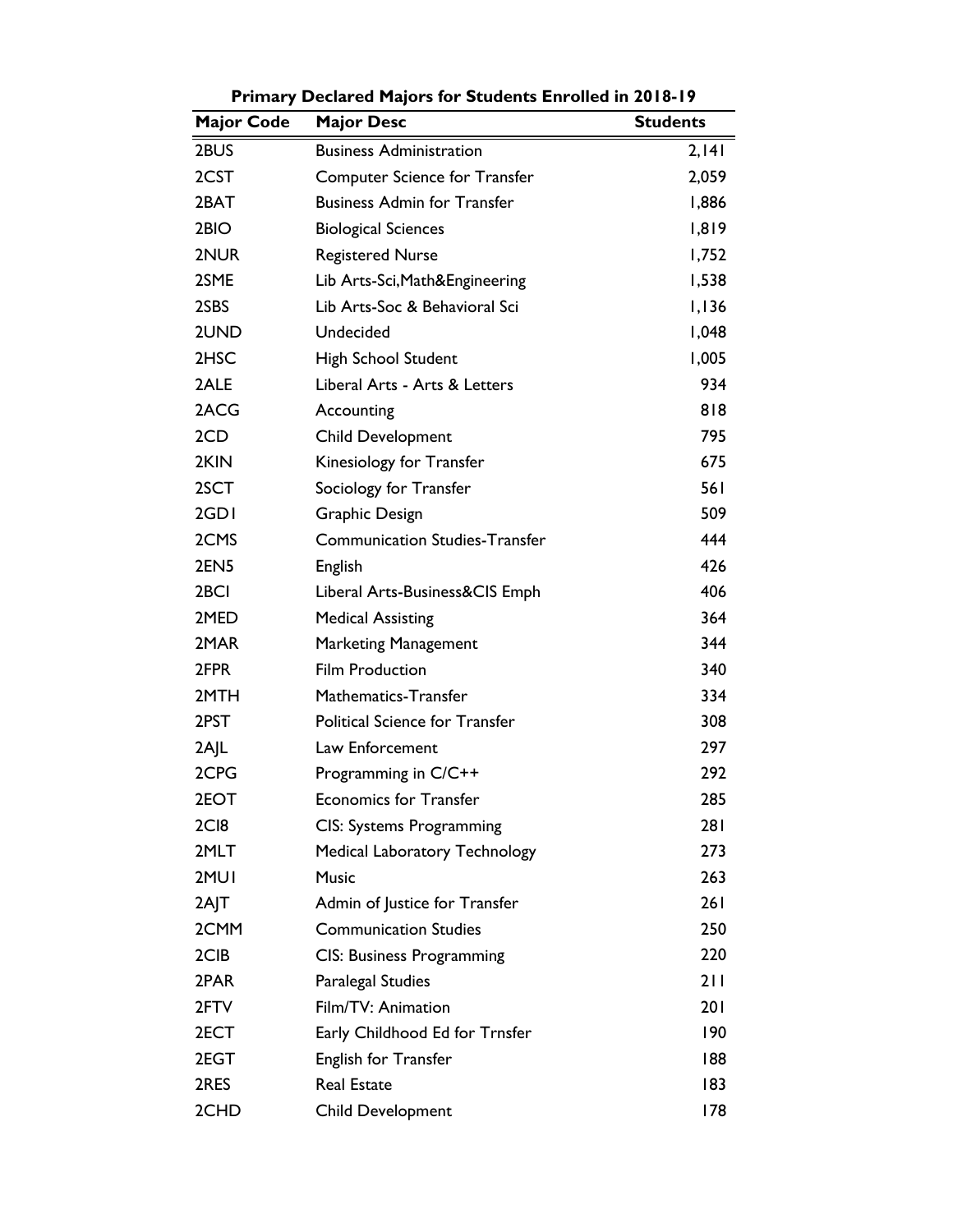**Primary Declared Majors for Students Enrolled in 2018-19**

| Major Code | Major Desc | Students |
|---|---|---|
| 2BUS | Business Administration | 2,141 |
| 2CST | Computer Science for Transfer | 2,059 |
| 2BAT | Business Admin for Transfer | 1,886 |
| 2BIO | Biological Sciences | 1,819 |
| 2NUR | Registered Nurse | 1,752 |
| 2SME | Lib Arts-Sci,Math&Engineering | 1,538 |
| 2SBS | Lib Arts-Soc & Behavioral Sci | 1,136 |
| 2UND | Undecided | 1,048 |
| 2HSC | High School Student | 1,005 |
| 2ALE | Liberal Arts - Arts & Letters | 934 |
| 2ACG | Accounting | 818 |
| 2CD | Child Development | 795 |
| 2KIN | Kinesiology for Transfer | 675 |
| 2SCT | Sociology for Transfer | 561 |
| 2GD1 | Graphic Design | 509 |
| 2CMS | Communication Studies-Transfer | 444 |
| 2EN5 | English | 426 |
| 2BCI | Liberal Arts-Business&CIS Emph | 406 |
| 2MED | Medical Assisting | 364 |
| 2MAR | Marketing Management | 344 |
| 2FPR | Film Production | 340 |
| 2MTH | Mathematics-Transfer | 334 |
| 2PST | Political Science for Transfer | 308 |
| 2AJL | Law Enforcement | 297 |
| 2CPG | Programming in C/C++ | 292 |
| 2EOT | Economics for Transfer | 285 |
| 2CI8 | CIS: Systems Programming | 281 |
| 2MLT | Medical Laboratory Technology | 273 |
| 2MU1 | Music | 263 |
| 2AJT | Admin of Justice for Transfer | 261 |
| 2CMM | Communication Studies | 250 |
| 2CIB | CIS: Business Programming | 220 |
| 2PAR | Paralegal Studies | 211 |
| 2FTV | Film/TV: Animation | 201 |
| 2ECT | Early Childhood Ed for Trnsfer | 190 |
| 2EGT | English for Transfer | 188 |
| 2RES | Real Estate | 183 |
| 2CHD | Child Development | 178 |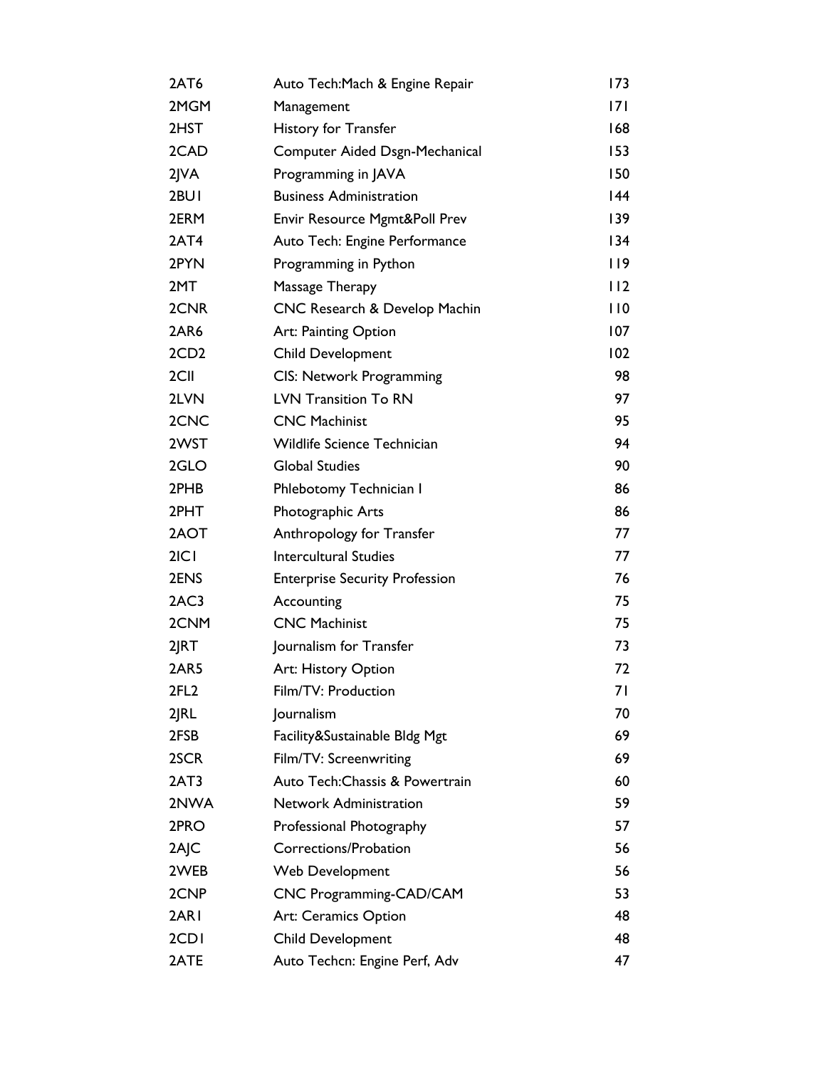| | | |
|---|---|---|
| 2AT6 | Auto Tech:Mach & Engine Repair | 173 |
| 2MGM | Management | 171 |
| 2HST | History for Transfer | 168 |
| 2CAD | Computer Aided Dsgn-Mechanical | 153 |
| 2JVA | Programming in JAVA | 150 |
| 2BU1 | Business Administration | 144 |
| 2ERM | Envir Resource Mgmt&Poll Prev | 139 |
| 2AT4 | Auto Tech: Engine Performance | 134 |
| 2PYN | Programming in Python | 119 |
| 2MT | Massage Therapy | 112 |
| 2CNR | CNC Research & Develop Machin | 110 |
| 2AR6 | Art: Painting Option | 107 |
| 2CD2 | Child Development | 102 |
| 2CII | CIS: Network Programming | 98 |
| 2LVN | LVN Transition To RN | 97 |
| 2CNC | CNC Machinist | 95 |
| 2WST | Wildlife Science Technician | 94 |
| 2GLO | Global Studies | 90 |
| 2PHB | Phlebotomy Technician I | 86 |
| 2PHT | Photographic Arts | 86 |
| 2AOT | Anthropology for Transfer | 77 |
| 2IC1 | Intercultural Studies | 77 |
| 2ENS | Enterprise Security Profession | 76 |
| 2AC3 | Accounting | 75 |
| 2CNM | CNC Machinist | 75 |
| 2JRT | Journalism for Transfer | 73 |
| 2AR5 | Art: History Option | 72 |
| 2FL2 | Film/TV: Production | 71 |
| 2JRL | Journalism | 70 |
| 2FSB | Facility&Sustainable Bldg Mgt | 69 |
| 2SCR | Film/TV: Screenwriting | 69 |
| 2AT3 | Auto Tech:Chassis & Powertrain | 60 |
| 2NWA | Network Administration | 59 |
| 2PRO | Professional Photography | 57 |
| 2AJC | Corrections/Probation | 56 |
| 2WEB | Web Development | 56 |
| 2CNP | CNC Programming-CAD/CAM | 53 |
| 2AR1 | Art: Ceramics Option | 48 |
| 2CD1 | Child Development | 48 |
| 2ATE | Auto Techcn: Engine Perf, Adv | 47 |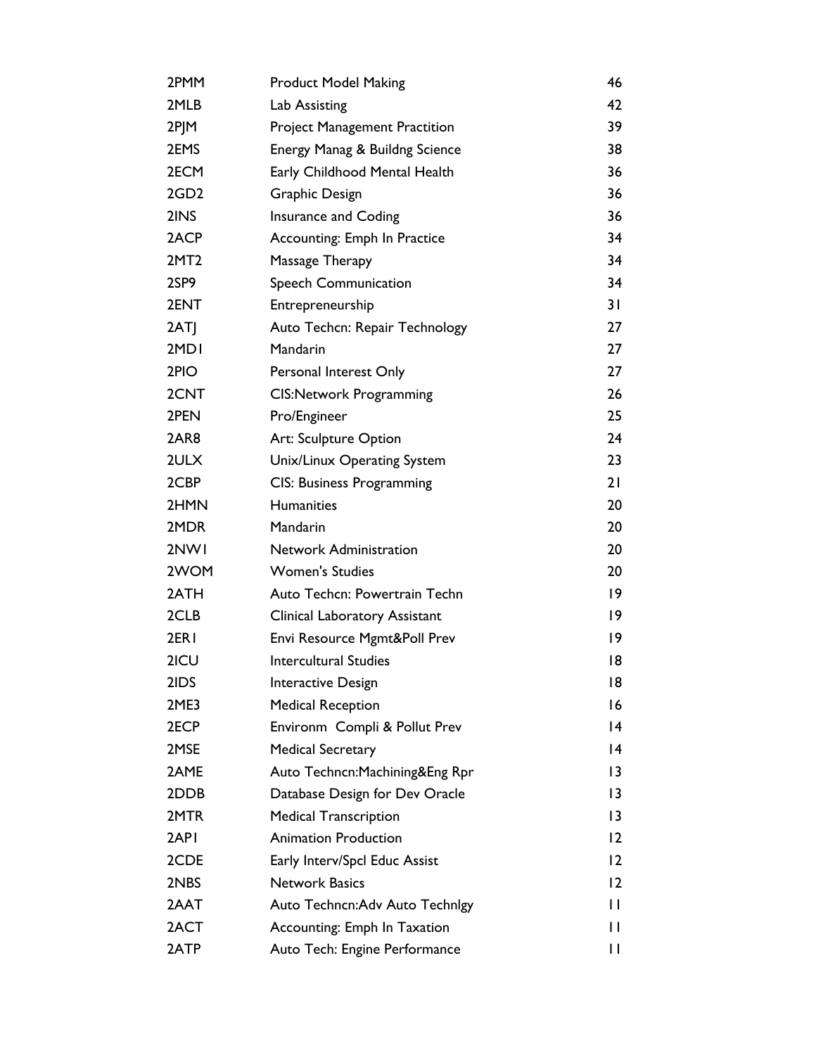| | | |
|---|---|---|
| 2PMM | Product Model Making | 46 |
| 2MLB | Lab Assisting | 42 |
| 2PJM | Project Management Practition | 39 |
| 2EMS | Energy Manag & Buildng Science | 38 |
| 2ECM | Early Childhood Mental Health | 36 |
| 2GD2 | Graphic Design | 36 |
| 2INS | Insurance and Coding | 36 |
| 2ACP | Accounting: Emph In Practice | 34 |
| 2MT2 | Massage Therapy | 34 |
| 2SP9 | Speech Communication | 34 |
| 2ENT | Entrepreneurship | 31 |
| 2ATJ | Auto Techcn: Repair Technology | 27 |
| 2MD1 | Mandarin | 27 |
| 2PIO | Personal Interest Only | 27 |
| 2CNT | CIS:Network Programming | 26 |
| 2PEN | Pro/Engineer | 25 |
| 2AR8 | Art: Sculpture Option | 24 |
| 2ULX | Unix/Linux Operating System | 23 |
| 2CBP | CIS: Business Programming | 21 |
| 2HMN | Humanities | 20 |
| 2MDR | Mandarin | 20 |
| 2NW1 | Network Administration | 20 |
| 2WOM | Women's Studies | 20 |
| 2ATH | Auto Techcn: Powertrain Techn | 19 |
| 2CLB | Clinical Laboratory Assistant | 19 |
| 2ER1 | Envi Resource Mgmt&Poll Prev | 19 |
| 2ICU | Intercultural Studies | 18 |
| 2IDS | Interactive Design | 18 |
| 2ME3 | Medical Reception | 16 |
| 2ECP | Environm Compli & Pollut Prev | 14 |
| 2MSE | Medical Secretary | 14 |
| 2AME | Auto Techncn:Machining&Eng Rpr | 13 |
| 2DDB | Database Design for Dev Oracle | 13 |
| 2MTR | Medical Transcription | 13 |
| 2AP1 | Animation Production | 12 |
| 2CDE | Early Interv/Spcl Educ Assist | 12 |
| 2NBS | Network Basics | 12 |
| 2AAT | Auto Techncn:Adv Auto Technlgy | 11 |
| 2ACT | Accounting: Emph In Taxation | 11 |
| 2ATP | Auto Tech: Engine Performance | 11 |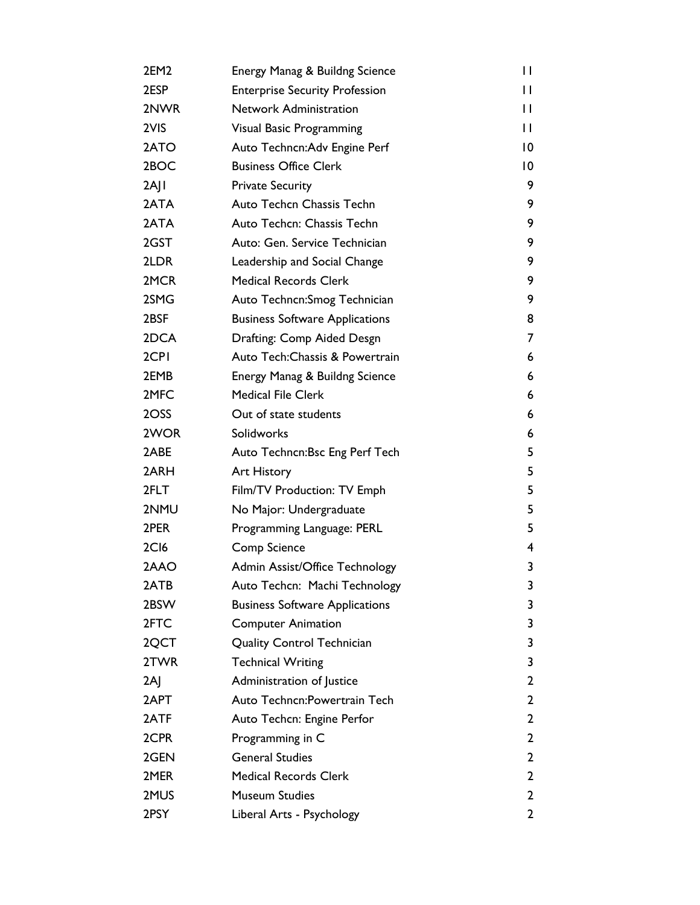| | | |
|---|---|---|
| 2EM2 | Energy Manag & Buildng Science | 11 |
| 2ESP | Enterprise Security Profession | 11 |
| 2NWR | Network Administration | 11 |
| 2VIS | Visual Basic Programming | 11 |
| 2ATO | Auto Techncn:Adv Engine Perf | 10 |
| 2BOC | Business Office Clerk | 10 |
| 2AJ1 | Private Security | 9 |
| 2ATA | Auto Techcn Chassis Techn | 9 |
| 2ATA | Auto Techcn: Chassis Techn | 9 |
| 2GST | Auto: Gen. Service Technician | 9 |
| 2LDR | Leadership and Social Change | 9 |
| 2MCR | Medical Records Clerk | 9 |
| 2SMG | Auto Techncn:Smog Technician | 9 |
| 2BSF | Business Software Applications | 8 |
| 2DCA | Drafting: Comp Aided Desgn | 7 |
| 2CP1 | Auto Tech:Chassis & Powertrain | 6 |
| 2EMB | Energy Manag & Buildng Science | 6 |
| 2MFC | Medical File Clerk | 6 |
| 2OSS | Out of state students | 6 |
| 2WOR | Solidworks | 6 |
| 2ABE | Auto Techncn:Bsc Eng Perf Tech | 5 |
| 2ARH | Art History | 5 |
| 2FLT | Film/TV Production: TV Emph | 5 |
| 2NMU | No Major: Undergraduate | 5 |
| 2PER | Programming Language: PERL | 5 |
| 2CI6 | Comp Science | 4 |
| 2AAO | Admin Assist/Office Technology | 3 |
| 2ATB | Auto Techcn: Machi Technology | 3 |
| 2BSW | Business Software Applications | 3 |
| 2FTC | Computer Animation | 3 |
| 2QCT | Quality Control Technician | 3 |
| 2TWR | Technical Writing | 3 |
| 2AJ | Administration of Justice | 2 |
| 2APT | Auto Techncn:Powertrain Tech | 2 |
| 2ATF | Auto Techcn: Engine Perfor | 2 |
| 2CPR | Programming in C | 2 |
| 2GEN | General Studies | 2 |
| 2MER | Medical Records Clerk | 2 |
| 2MUS | Museum Studies | 2 |
| 2PSY | Liberal Arts - Psychology | 2 |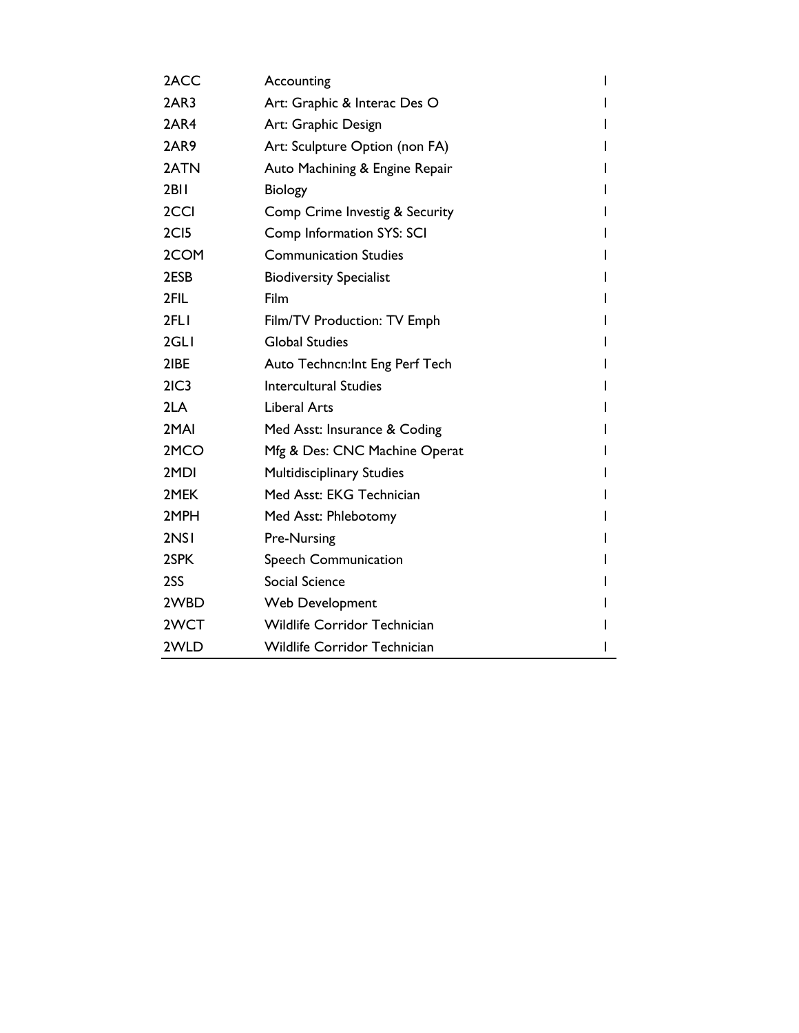| | | |
|---|---|---|
| 2ACC | Accounting | 1 |
| 2AR3 | Art: Graphic & Interac Des O | 1 |
| 2AR4 | Art: Graphic Design | 1 |
| 2AR9 | Art: Sculpture Option (non FA) | 1 |
| 2ATN | Auto Machining & Engine Repair | 1 |
| 2BI1 | Biology | 1 |
| 2CCI | Comp Crime Investig & Security | 1 |
| 2CI5 | Comp Information SYS: SCI | 1 |
| 2COM | Communication Studies | 1 |
| 2ESB | Biodiversity Specialist | 1 |
| 2FIL | Film | 1 |
| 2FL1 | Film/TV Production: TV Emph | 1 |
| 2GL1 | Global Studies | 1 |
| 2IBE | Auto Techncn:Int Eng Perf Tech | 1 |
| 2IC3 | Intercultural Studies | 1 |
| 2LA | Liberal Arts | 1 |
| 2MAI | Med Asst: Insurance & Coding | 1 |
| 2MCO | Mfg & Des: CNC Machine Operat | 1 |
| 2MDI | Multidisciplinary Studies | 1 |
| 2MEK | Med Asst: EKG Technician | 1 |
| 2MPH | Med Asst: Phlebotomy | 1 |
| 2NS1 | Pre-Nursing | 1 |
| 2SPK | Speech Communication | 1 |
| 2SS | Social Science | 1 |
| 2WBD | Web Development | 1 |
| 2WCT | Wildlife Corridor Technician | 1 |
| 2WLD | Wildlife Corridor Technician | 1 |